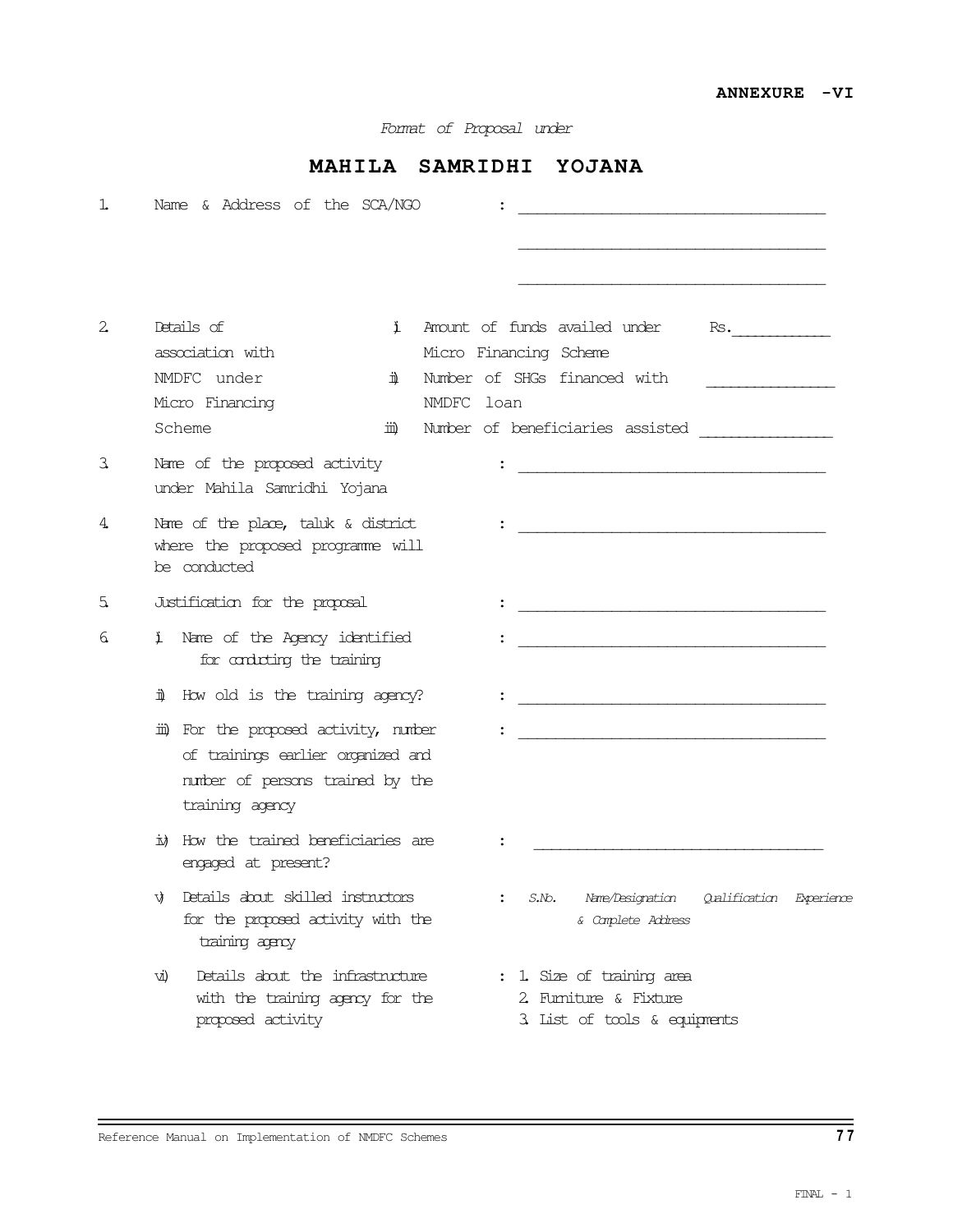**ANNEXURE -VI**

*Format of Proposal under*

# MAHILA SAMRIDHI YOJANA

1. Name & Address of the SCA/NGO : ______________________________

   ______________________________

   ______________________________

2. Details of association with NMDFC under Micro Financing Scheme
   - i. Amount of funds availed under Micro Financing Scheme Rs.__________
   - ii. Number of SHGs financed with NMDFC loan __________
   - iii. Number of beneficiaries assisted __________

3. Name of the proposed activity under Mahila Samridhi Yojana : ______________________________

4. Name of the place, taluk & district where the proposed programme will be conducted : ______________________________

5. Justification for the proposal : ______________________________

6. i. Name of the Agency identified for conducting the training : ______________________________

   ii. How old is the training agency? : ______________________________

   iii. For the proposed activity, number of trainings earlier organized and number of persons trained by the training agency : ______________________________

   iv. How the trained beneficiaries are engaged at present? : ______________________________

   v. Details about skilled instructors for the proposed activity with the training agency : *S.No. Name/Designation & Complete Address Qualification Experience*

   vi. Details about the infrastructure with the training agency for the proposed activity :
      1. Size of training area
      2. Furniture & Fixture
      3. List of tools & equipments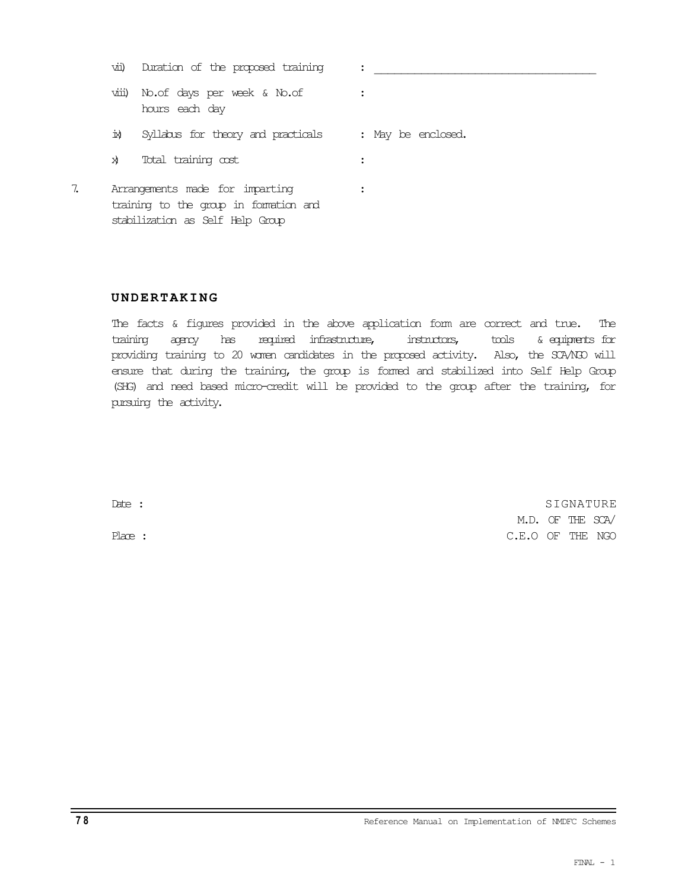vii) Duration of the proposed training : ________________________________

viii) No.of days per week & No.of hours each day :

ix) Syllabus for theory and practicals : May be enclosed.

x) Total training cost :

7. Arrangements made for imparting training to the group in formation and stabilization as Self Help Group :

## UNDERTAKING

The facts & figures provided in the above application form are correct and true. The training agency has required infrastructure, instructors, tools & equipments for providing training to 20 women candidates in the proposed activity. Also, the SCA/NGO will ensure that during the training, the group is formed and stabilized into Self Help Group (SHG) and need based micro-credit will be provided to the group after the training, for pursuing the activity.

Date :

Place :

SIGNATURE
M.D. OF THE SCA/
C.E.O OF THE NGO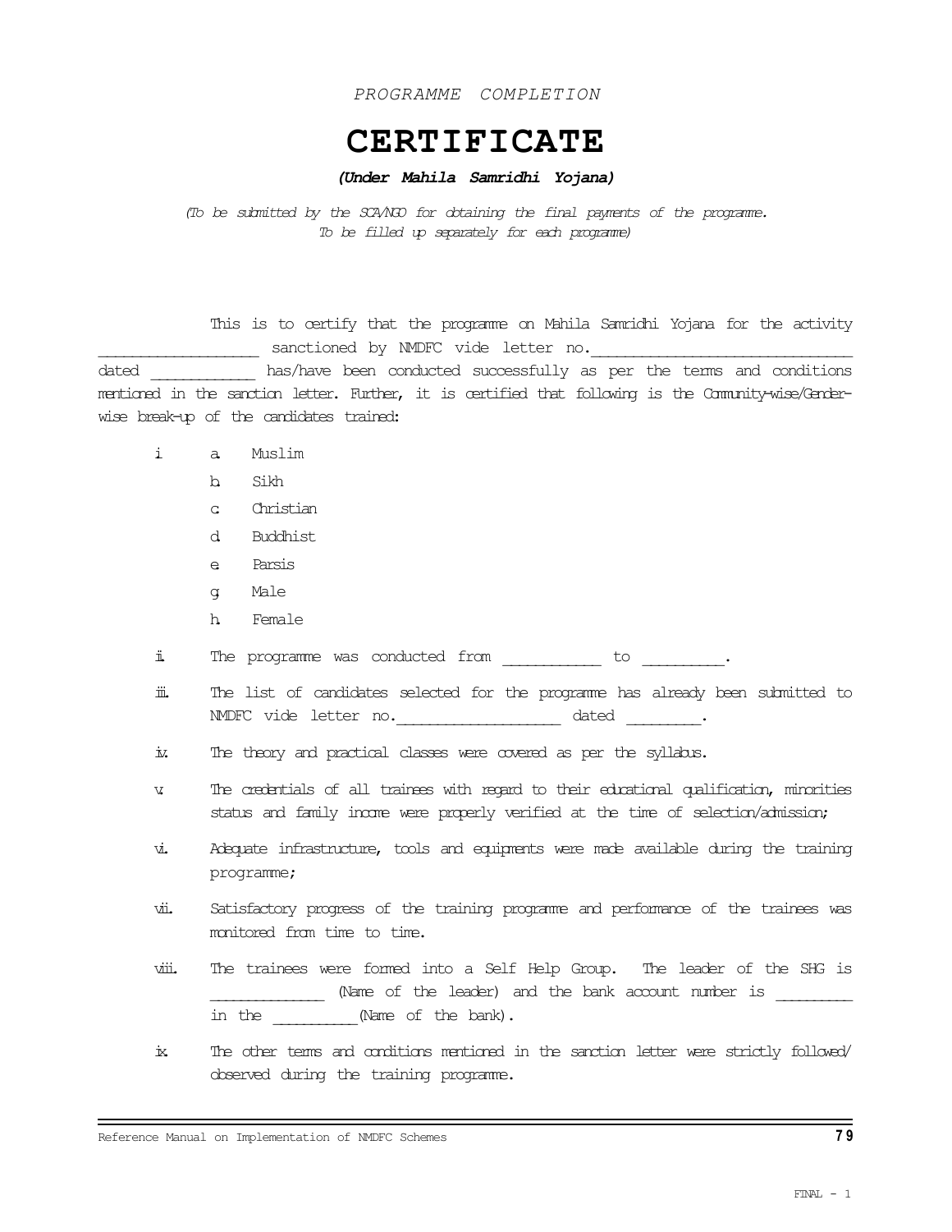*PROGRAMME COMPLETION*

# CERTIFICATE

***(Under Mahila Samridhi Yojana)***

*(To be submitted by the SCA/NGO for obtaining the final payments of the programme. To be filled up separately for each programme)*

This is to certify that the programme on Mahila Samridhi Yojana for the activity __________________ sanctioned by NMDFC vide letter no.______________________________ dated ____________ has/have been conducted successfully as per the terms and conditions mentioned in the sanction letter. Further, it is certified that following is the Community-wise/Gender-wise break-up of the candidates trained:

i
  - a. Muslim
  - b. Sikh
  - c. Christian
  - d. Buddhist
  - e. Parsis
  - g. Male
  - h. Female

ii. The programme was conducted from ____________ to __________.

iii. The list of candidates selected for the programme has already been submitted to NMDFC vide letter no.___________________ dated _________.

iv. The theory and practical classes were covered as per the syllabus.

v. The credentials of all trainees with regard to their educational qualification, minorities status and family income were properly verified at the time of selection/admission;

vi. Adequate infrastructure, tools and equipments were made available during the training programme;

vii. Satisfactory progress of the training programme and performance of the trainees was monitored from time to time.

viii. The trainees were formed into a Self Help Group. The leader of the SHG is _____________ (Name of the leader) and the bank account number is _________ in the __________(Name of the bank).

ix. The other terms and conditions mentioned in the sanction letter were strictly followed/ observed during the training programme.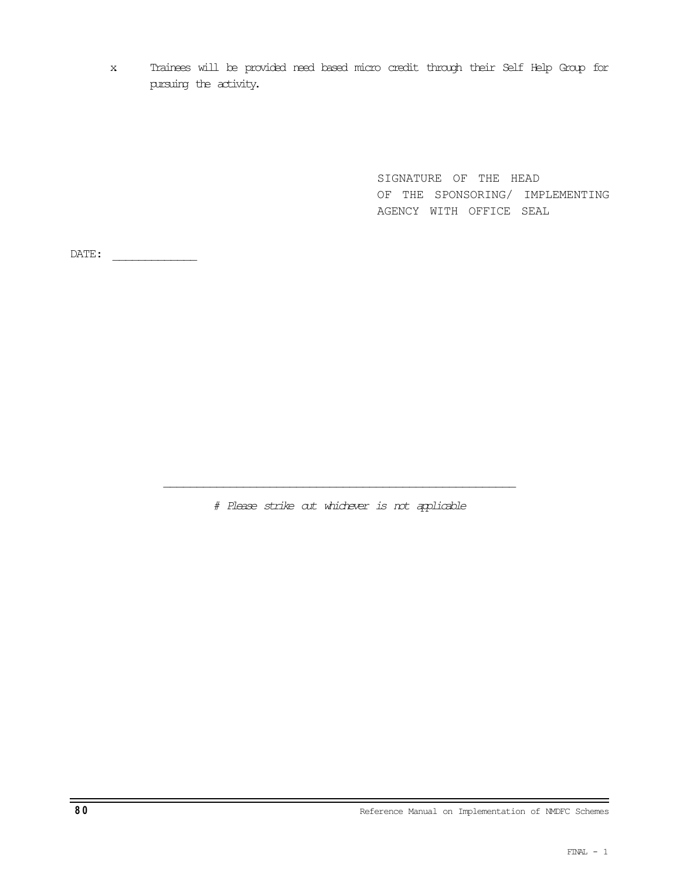- Trainees will be provided need based micro credit through their Self Help Group for pursuing the activity.

SIGNATURE OF THE HEAD
OF THE SPONSORING/ IMPLEMENTING
AGENCY WITH OFFICE SEAL

DATE: ____________

---

*# Please strike out whichever is not applicable*